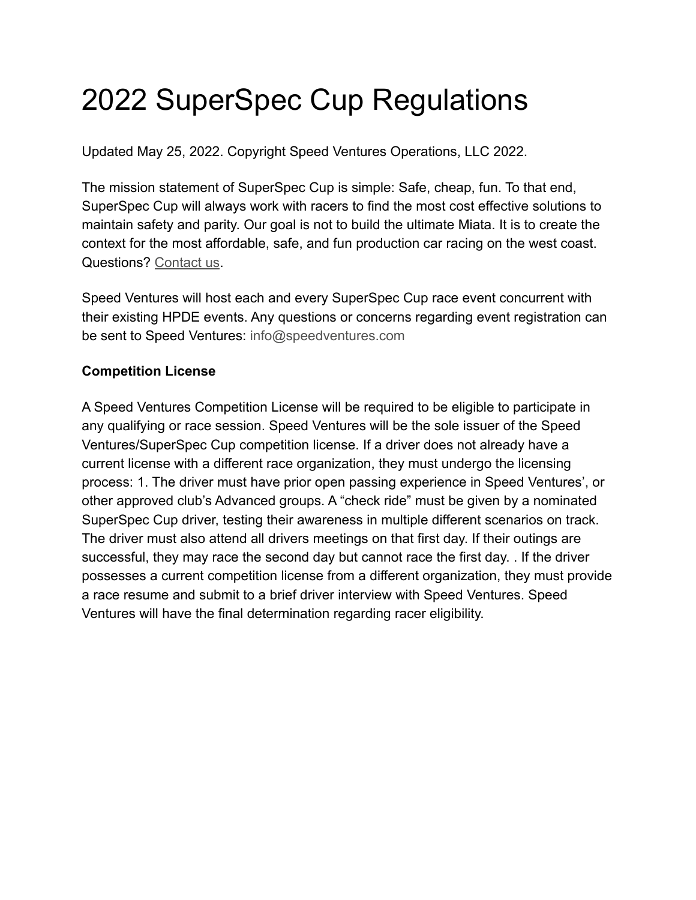# 2022 SuperSpec Cup Regulations

Updated May 25, 2022. Copyright Speed Ventures Operations, LLC 2022.

The mission statement of SuperSpec Cup is simple: Safe, cheap, fun. To that end, SuperSpec Cup will always work with racers to find the most cost effective solutions to maintain safety and parity. Our goal is not to build the ultimate Miata. It is to create the context for the most affordable, safe, and fun production car racing on the west coast. Questions? Contact us.

Speed Ventures will host each and every SuperSpec Cup race event concurrent with their existing HPDE events. Any questions or concerns regarding event registration can be sent to Speed Ventures: info@speedventures.com

**Competition License**

A Speed Ventures Competition License will be required to be eligible to participate in any qualifying or race session. Speed Ventures will be the sole issuer of the Speed Ventures/SuperSpec Cup competition license. If a driver does not already have a current license with a different race organization, they must undergo the licensing process: 1. The driver must have prior open passing experience in Speed Ventures', or other approved club's Advanced groups. A "check ride" must be given by a nominated SuperSpec Cup driver, testing their awareness in multiple different scenarios on track. The driver must also attend all drivers meetings on that first day. If their outings are successful, they may race the second day but cannot race the first day. . If the driver possesses a current competition license from a different organization, they must provide a race resume and submit to a brief driver interview with Speed Ventures. Speed Ventures will have the final determination regarding racer eligibility.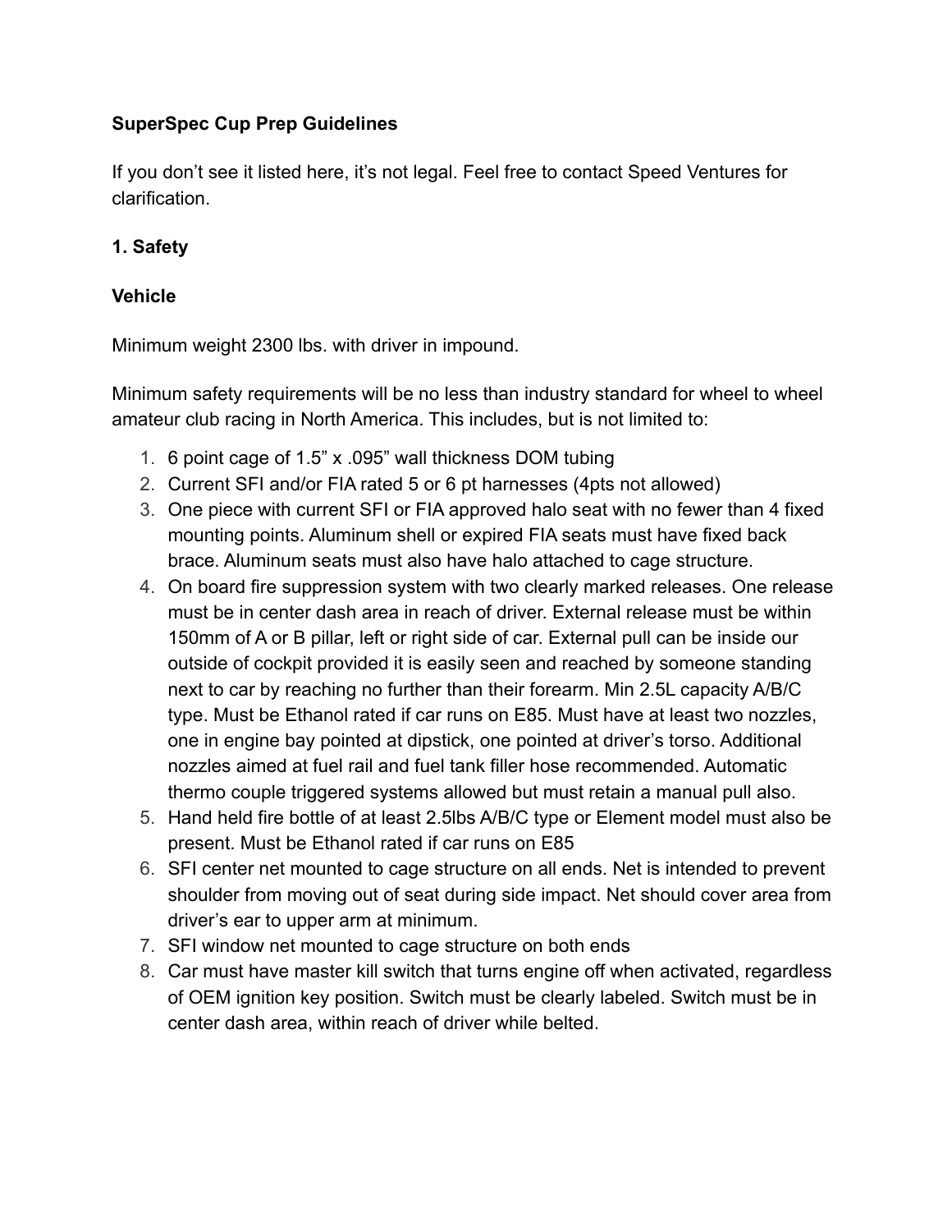**SuperSpec Cup Prep Guidelines**

If you don't see it listed here, it's not legal. Feel free to contact Speed Ventures for clarification.

**1. Safety**

**Vehicle**

Minimum weight 2300 lbs. with driver in impound.

Minimum safety requirements will be no less than industry standard for wheel to wheel amateur club racing in North America. This includes, but is not limited to:

1. 6 point cage of 1.5" x .095" wall thickness DOM tubing
2. Current SFI and/or FIA rated 5 or 6 pt harnesses (4pts not allowed)
3. One piece with current SFI or FIA approved halo seat with no fewer than 4 fixed mounting points. Aluminum shell or expired FIA seats must have fixed back brace. Aluminum seats must also have halo attached to cage structure.
4. On board fire suppression system with two clearly marked releases. One release must be in center dash area in reach of driver. External release must be within 150mm of A or B pillar, left or right side of car. External pull can be inside our outside of cockpit provided it is easily seen and reached by someone standing next to car by reaching no further than their forearm. Min 2.5L capacity A/B/C type. Must be Ethanol rated if car runs on E85. Must have at least two nozzles, one in engine bay pointed at dipstick, one pointed at driver's torso. Additional nozzles aimed at fuel rail and fuel tank filler hose recommended. Automatic thermo couple triggered systems allowed but must retain a manual pull also.
5. Hand held fire bottle of at least 2.5lbs A/B/C type or Element model must also be present. Must be Ethanol rated if car runs on E85
6. SFI center net mounted to cage structure on all ends. Net is intended to prevent shoulder from moving out of seat during side impact. Net should cover area from driver's ear to upper arm at minimum.
7. SFI window net mounted to cage structure on both ends
8. Car must have master kill switch that turns engine off when activated, regardless of OEM ignition key position. Switch must be clearly labeled. Switch must be in center dash area, within reach of driver while belted.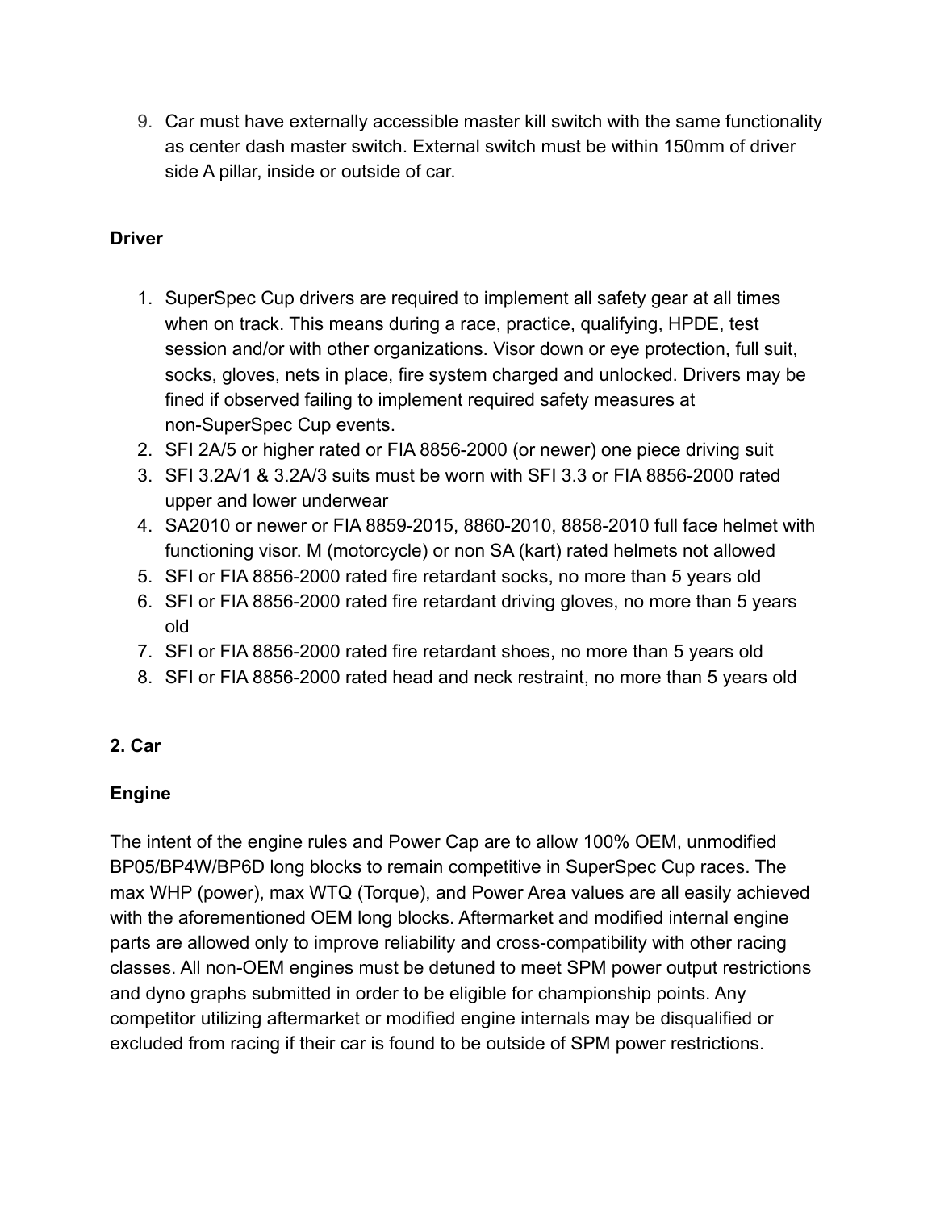9. Car must have externally accessible master kill switch with the same functionality as center dash master switch. External switch must be within 150mm of driver side A pillar, inside or outside of car.

**Driver**

1. SuperSpec Cup drivers are required to implement all safety gear at all times when on track. This means during a race, practice, qualifying, HPDE, test session and/or with other organizations. Visor down or eye protection, full suit, socks, gloves, nets in place, fire system charged and unlocked. Drivers may be fined if observed failing to implement required safety measures at non-SuperSpec Cup events.
2. SFI 2A/5 or higher rated or FIA 8856-2000 (or newer) one piece driving suit
3. SFI 3.2A/1 & 3.2A/3 suits must be worn with SFI 3.3 or FIA 8856-2000 rated upper and lower underwear
4. SA2010 or newer or FIA 8859-2015, 8860-2010, 8858-2010 full face helmet with functioning visor. M (motorcycle) or non SA (kart) rated helmets not allowed
5. SFI or FIA 8856-2000 rated fire retardant socks, no more than 5 years old
6. SFI or FIA 8856-2000 rated fire retardant driving gloves, no more than 5 years old
7. SFI or FIA 8856-2000 rated fire retardant shoes, no more than 5 years old
8. SFI or FIA 8856-2000 rated head and neck restraint, no more than 5 years old

## 2. Car

### Engine

The intent of the engine rules and Power Cap are to allow 100% OEM, unmodified BP05/BP4W/BP6D long blocks to remain competitive in SuperSpec Cup races. The max WHP (power), max WTQ (Torque), and Power Area values are all easily achieved with the aforementioned OEM long blocks. Aftermarket and modified internal engine parts are allowed only to improve reliability and cross-compatibility with other racing classes. All non-OEM engines must be detuned to meet SPM power output restrictions and dyno graphs submitted in order to be eligible for championship points. Any competitor utilizing aftermarket or modified engine internals may be disqualified or excluded from racing if their car is found to be outside of SPM power restrictions.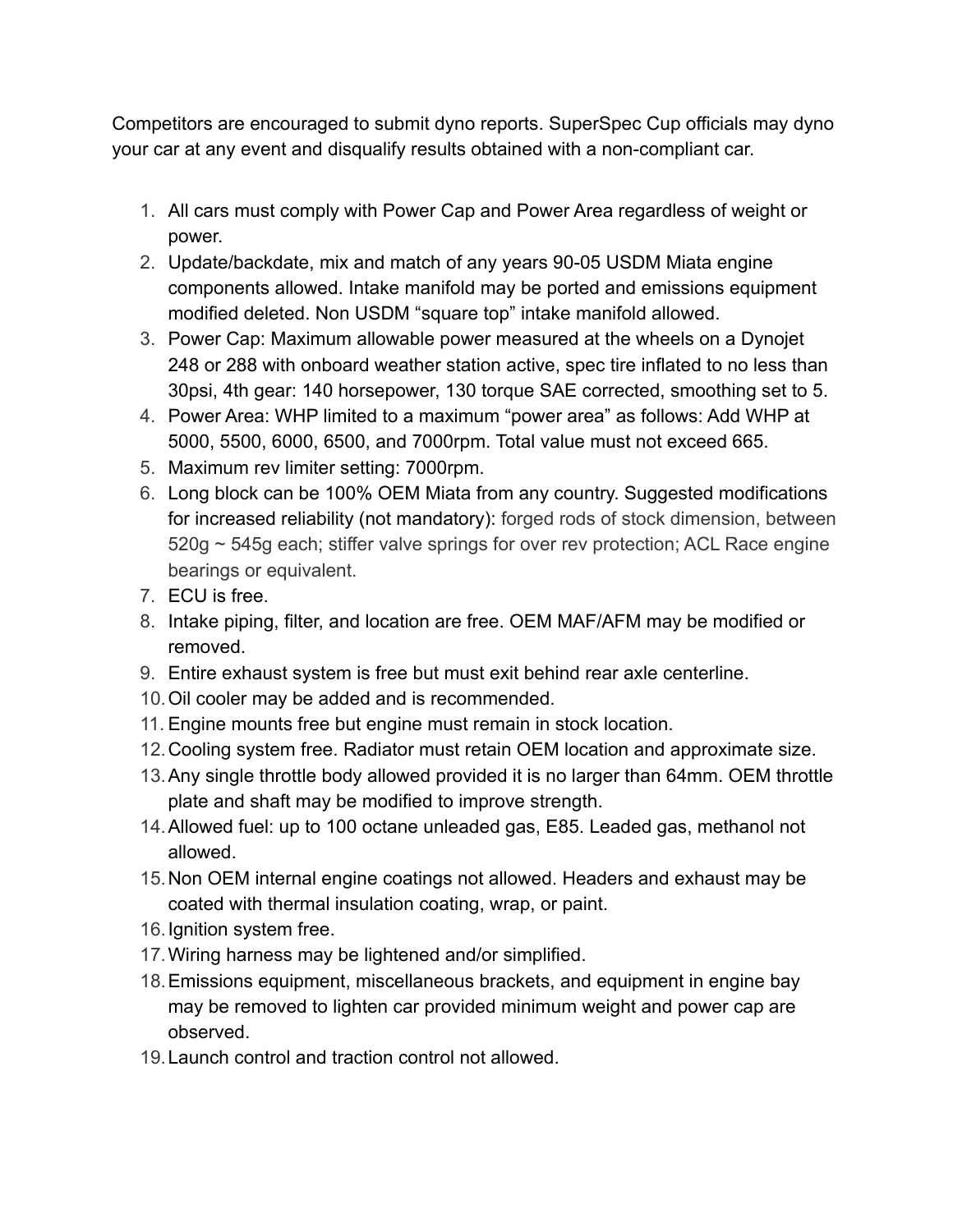Competitors are encouraged to submit dyno reports. SuperSpec Cup officials may dyno your car at any event and disqualify results obtained with a non-compliant car.

1. All cars must comply with Power Cap and Power Area regardless of weight or power.
2. Update/backdate, mix and match of any years 90-05 USDM Miata engine components allowed. Intake manifold may be ported and emissions equipment modified deleted. Non USDM “square top” intake manifold allowed.
3. Power Cap: Maximum allowable power measured at the wheels on a Dynojet 248 or 288 with onboard weather station active, spec tire inflated to no less than 30psi, 4th gear: 140 horsepower, 130 torque SAE corrected, smoothing set to 5.
4. Power Area: WHP limited to a maximum “power area” as follows: Add WHP at 5000, 5500, 6000, 6500, and 7000rpm. Total value must not exceed 665.
5. Maximum rev limiter setting: 7000rpm.
6. Long block can be 100% OEM Miata from any country. Suggested modifications for increased reliability (not mandatory): forged rods of stock dimension, between 520g ~ 545g each; stiffer valve springs for over rev protection; ACL Race engine bearings or equivalent.
7. ECU is free.
8. Intake piping, filter, and location are free. OEM MAF/AFM may be modified or removed.
9. Entire exhaust system is free but must exit behind rear axle centerline.
10. Oil cooler may be added and is recommended.
11. Engine mounts free but engine must remain in stock location.
12. Cooling system free. Radiator must retain OEM location and approximate size.
13. Any single throttle body allowed provided it is no larger than 64mm. OEM throttle plate and shaft may be modified to improve strength.
14. Allowed fuel: up to 100 octane unleaded gas, E85. Leaded gas, methanol not allowed.
15. Non OEM internal engine coatings not allowed. Headers and exhaust may be coated with thermal insulation coating, wrap, or paint.
16. Ignition system free.
17. Wiring harness may be lightened and/or simplified.
18. Emissions equipment, miscellaneous brackets, and equipment in engine bay may be removed to lighten car provided minimum weight and power cap are observed.
19. Launch control and traction control not allowed.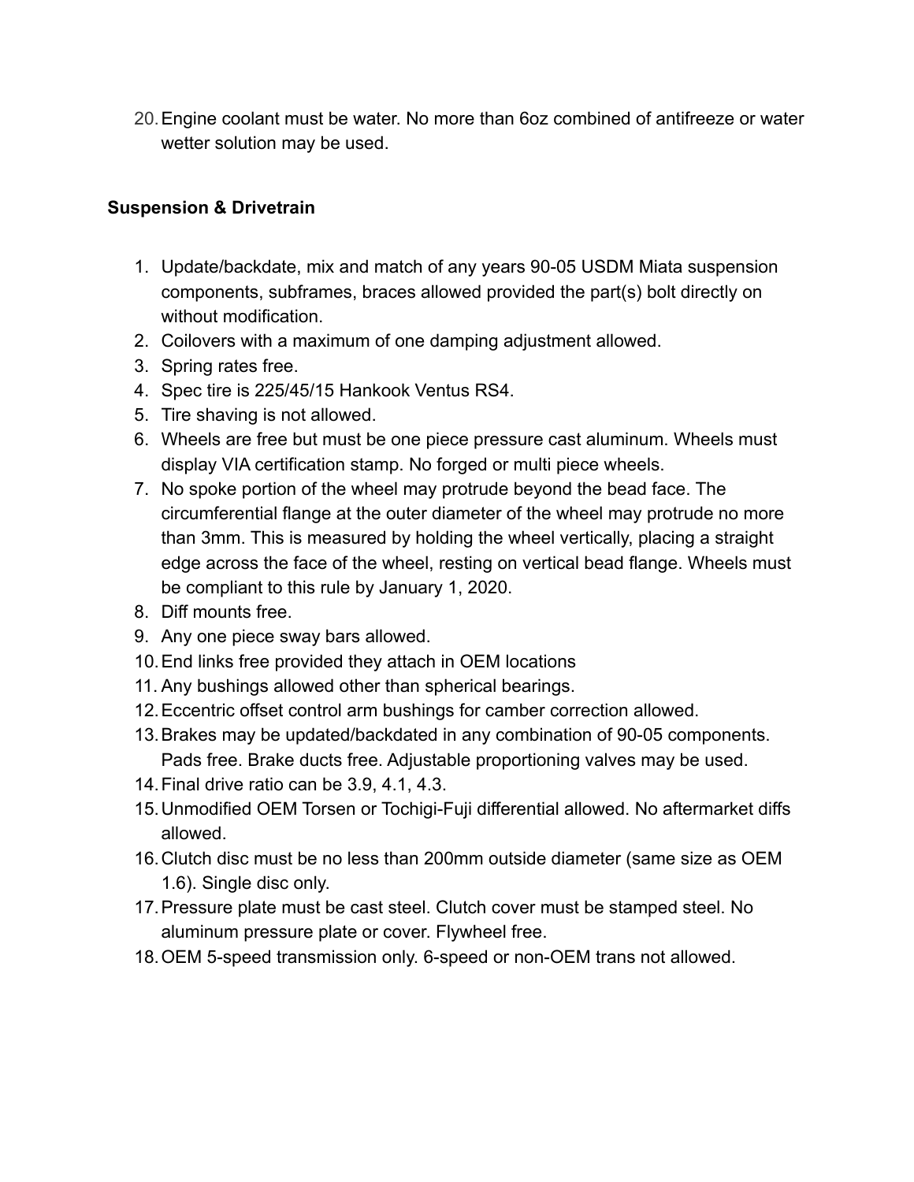20. Engine coolant must be water. No more than 6oz combined of antifreeze or water wetter solution may be used.

**Suspension & Drivetrain**

1. Update/backdate, mix and match of any years 90-05 USDM Miata suspension components, subframes, braces allowed provided the part(s) bolt directly on without modification.
2. Coilovers with a maximum of one damping adjustment allowed.
3. Spring rates free.
4. Spec tire is 225/45/15 Hankook Ventus RS4.
5. Tire shaving is not allowed.
6. Wheels are free but must be one piece pressure cast aluminum. Wheels must display VIA certification stamp. No forged or multi piece wheels.
7. No spoke portion of the wheel may protrude beyond the bead face. The circumferential flange at the outer diameter of the wheel may protrude no more than 3mm. This is measured by holding the wheel vertically, placing a straight edge across the face of the wheel, resting on vertical bead flange. Wheels must be compliant to this rule by January 1, 2020.
8. Diff mounts free.
9. Any one piece sway bars allowed.
10. End links free provided they attach in OEM locations
11. Any bushings allowed other than spherical bearings.
12. Eccentric offset control arm bushings for camber correction allowed.
13. Brakes may be updated/backdated in any combination of 90-05 components. Pads free. Brake ducts free. Adjustable proportioning valves may be used.
14. Final drive ratio can be 3.9, 4.1, 4.3.
15. Unmodified OEM Torsen or Tochigi-Fuji differential allowed. No aftermarket diffs allowed.
16. Clutch disc must be no less than 200mm outside diameter (same size as OEM 1.6). Single disc only.
17. Pressure plate must be cast steel. Clutch cover must be stamped steel. No aluminum pressure plate or cover. Flywheel free.
18. OEM 5-speed transmission only. 6-speed or non-OEM trans not allowed.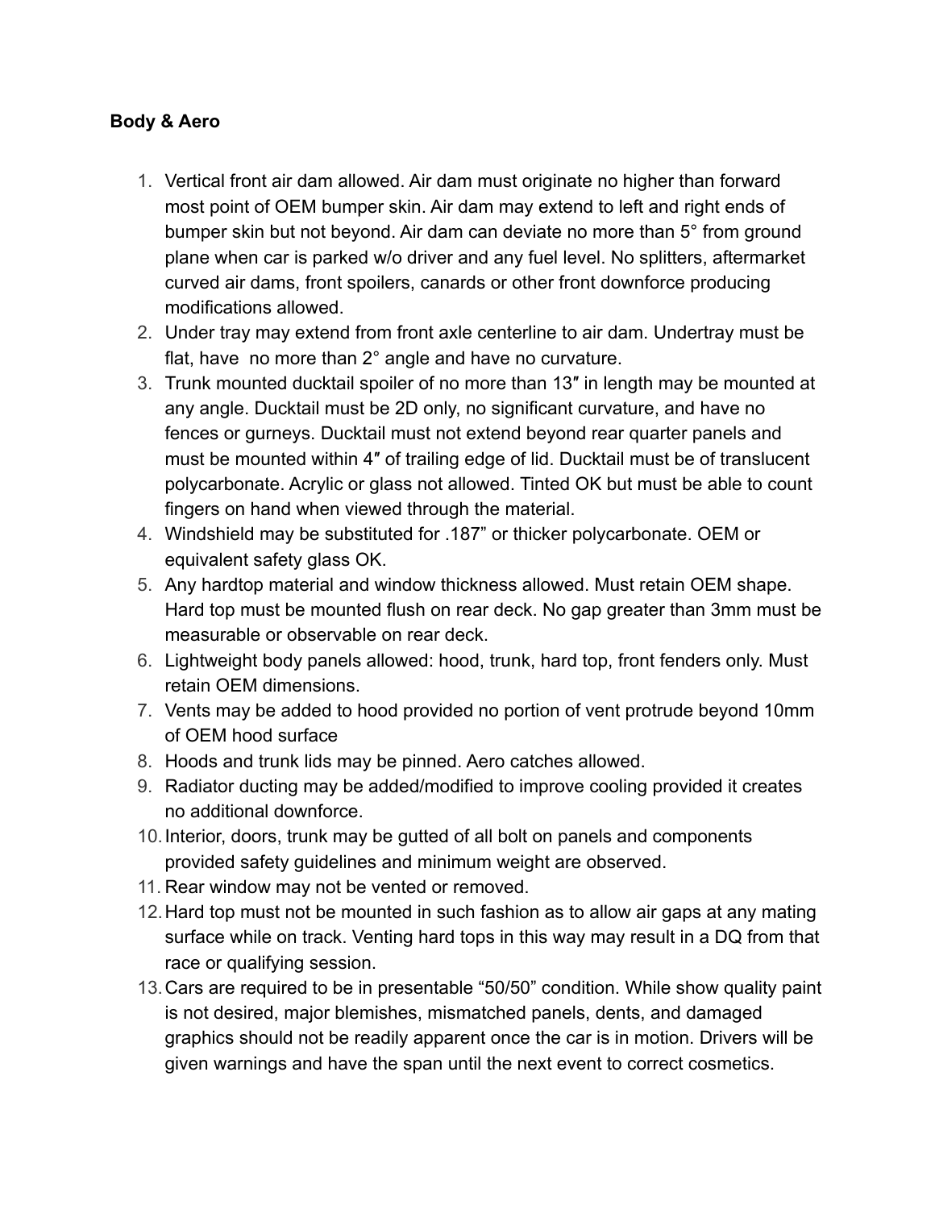**Body & Aero**

1. Vertical front air dam allowed. Air dam must originate no higher than forward most point of OEM bumper skin. Air dam may extend to left and right ends of bumper skin but not beyond. Air dam can deviate no more than 5° from ground plane when car is parked w/o driver and any fuel level. No splitters, aftermarket curved air dams, front spoilers, canards or other front downforce producing modifications allowed.
2. Under tray may extend from front axle centerline to air dam. Undertray must be flat, have no more than 2° angle and have no curvature.
3. Trunk mounted ducktail spoiler of no more than 13″ in length may be mounted at any angle. Ducktail must be 2D only, no significant curvature, and have no fences or gurneys. Ducktail must not extend beyond rear quarter panels and must be mounted within 4″ of trailing edge of lid. Ducktail must be of translucent polycarbonate. Acrylic or glass not allowed. Tinted OK but must be able to count fingers on hand when viewed through the material.
4. Windshield may be substituted for .187" or thicker polycarbonate. OEM or equivalent safety glass OK.
5. Any hardtop material and window thickness allowed. Must retain OEM shape. Hard top must be mounted flush on rear deck. No gap greater than 3mm must be measurable or observable on rear deck.
6. Lightweight body panels allowed: hood, trunk, hard top, front fenders only. Must retain OEM dimensions.
7. Vents may be added to hood provided no portion of vent protrude beyond 10mm of OEM hood surface
8. Hoods and trunk lids may be pinned. Aero catches allowed.
9. Radiator ducting may be added/modified to improve cooling provided it creates no additional downforce.
10. Interior, doors, trunk may be gutted of all bolt on panels and components provided safety guidelines and minimum weight are observed.
11. Rear window may not be vented or removed.
12. Hard top must not be mounted in such fashion as to allow air gaps at any mating surface while on track. Venting hard tops in this way may result in a DQ from that race or qualifying session.
13. Cars are required to be in presentable "50/50" condition. While show quality paint is not desired, major blemishes, mismatched panels, dents, and damaged graphics should not be readily apparent once the car is in motion. Drivers will be given warnings and have the span until the next event to correct cosmetics.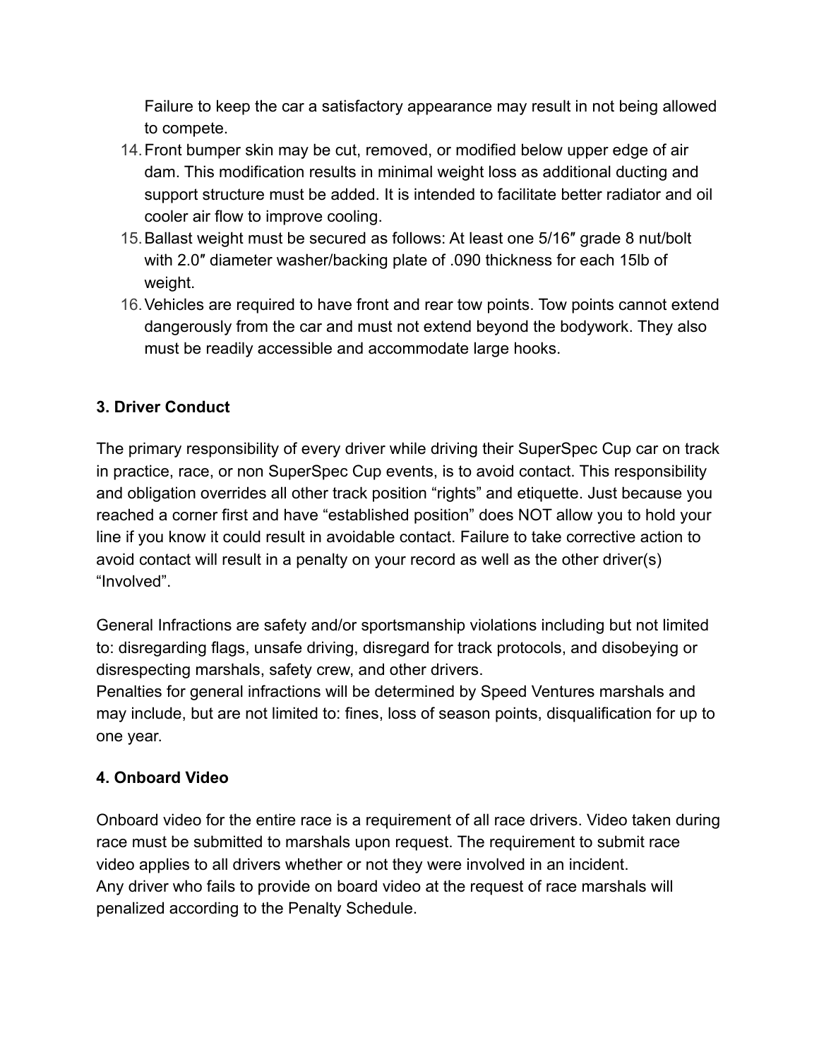Failure to keep the car a satisfactory appearance may result in not being allowed to compete.

14. Front bumper skin may be cut, removed, or modified below upper edge of air dam. This modification results in minimal weight loss as additional ducting and support structure must be added. It is intended to facilitate better radiator and oil cooler air flow to improve cooling.
15. Ballast weight must be secured as follows: At least one 5/16″ grade 8 nut/bolt with 2.0″ diameter washer/backing plate of .090 thickness for each 15lb of weight.
16. Vehicles are required to have front and rear tow points. Tow points cannot extend dangerously from the car and must not extend beyond the bodywork. They also must be readily accessible and accommodate large hooks.

### 3. Driver Conduct

The primary responsibility of every driver while driving their SuperSpec Cup car on track in practice, race, or non SuperSpec Cup events, is to avoid contact. This responsibility and obligation overrides all other track position "rights" and etiquette. Just because you reached a corner first and have "established position" does NOT allow you to hold your line if you know it could result in avoidable contact. Failure to take corrective action to avoid contact will result in a penalty on your record as well as the other driver(s) "Involved".

General Infractions are safety and/or sportsmanship violations including but not limited to: disregarding flags, unsafe driving, disregard for track protocols, and disobeying or disrespecting marshals, safety crew, and other drivers.
Penalties for general infractions will be determined by Speed Ventures marshals and may include, but are not limited to: fines, loss of season points, disqualification for up to one year.

### 4. Onboard Video

Onboard video for the entire race is a requirement of all race drivers. Video taken during race must be submitted to marshals upon request. The requirement to submit race video applies to all drivers whether or not they were involved in an incident.
Any driver who fails to provide on board video at the request of race marshals will penalized according to the Penalty Schedule.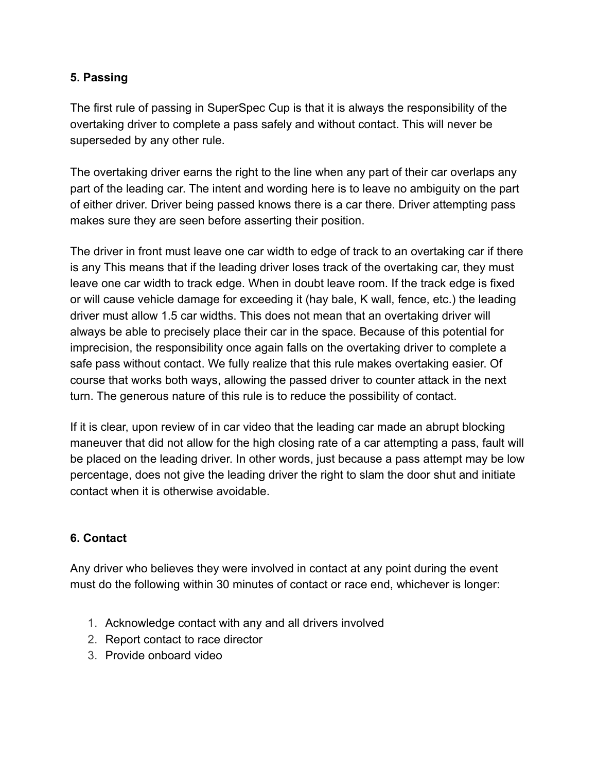**5. Passing**

The first rule of passing in SuperSpec Cup is that it is always the responsibility of the overtaking driver to complete a pass safely and without contact. This will never be superseded by any other rule.

The overtaking driver earns the right to the line when any part of their car overlaps any part of the leading car. The intent and wording here is to leave no ambiguity on the part of either driver. Driver being passed knows there is a car there. Driver attempting pass makes sure they are seen before asserting their position.

The driver in front must leave one car width to edge of track to an overtaking car if there is any This means that if the leading driver loses track of the overtaking car, they must leave one car width to track edge. When in doubt leave room. If the track edge is fixed or will cause vehicle damage for exceeding it (hay bale, K wall, fence, etc.) the leading driver must allow 1.5 car widths. This does not mean that an overtaking driver will always be able to precisely place their car in the space. Because of this potential for imprecision, the responsibility once again falls on the overtaking driver to complete a safe pass without contact. We fully realize that this rule makes overtaking easier. Of course that works both ways, allowing the passed driver to counter attack in the next turn. The generous nature of this rule is to reduce the possibility of contact.

If it is clear, upon review of in car video that the leading car made an abrupt blocking maneuver that did not allow for the high closing rate of a car attempting a pass, fault will be placed on the leading driver. In other words, just because a pass attempt may be low percentage, does not give the leading driver the right to slam the door shut and initiate contact when it is otherwise avoidable.

**6. Contact**

Any driver who believes they were involved in contact at any point during the event must do the following within 30 minutes of contact or race end, whichever is longer:

1. Acknowledge contact with any and all drivers involved
2. Report contact to race director
3. Provide onboard video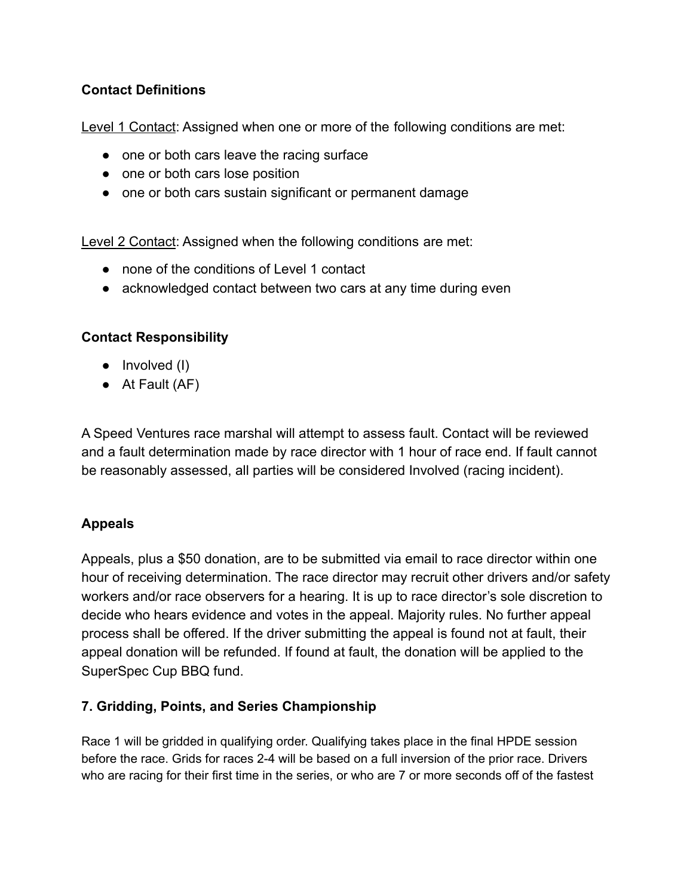**Contact Definitions**

Level 1 Contact: Assigned when one or more of the following conditions are met:

- one or both cars leave the racing surface
- one or both cars lose position
- one or both cars sustain significant or permanent damage

Level 2 Contact: Assigned when the following conditions are met:

- none of the conditions of Level 1 contact
- acknowledged contact between two cars at any time during even

**Contact Responsibility**

- Involved (I)
- At Fault (AF)

A Speed Ventures race marshal will attempt to assess fault. Contact will be reviewed and a fault determination made by race director with 1 hour of race end. If fault cannot be reasonably assessed, all parties will be considered Involved (racing incident).

**Appeals**

Appeals, plus a $50 donation, are to be submitted via email to race director within one hour of receiving determination. The race director may recruit other drivers and/or safety workers and/or race observers for a hearing. It is up to race director's sole discretion to decide who hears evidence and votes in the appeal. Majority rules. No further appeal process shall be offered. If the driver submitting the appeal is found not at fault, their appeal donation will be refunded. If found at fault, the donation will be applied to the SuperSpec Cup BBQ fund.

## 7. Gridding, Points, and Series Championship

Race 1 will be gridded in qualifying order. Qualifying takes place in the final HPDE session before the race. Grids for races 2-4 will be based on a full inversion of the prior race. Drivers who are racing for their first time in the series, or who are 7 or more seconds off of the fastest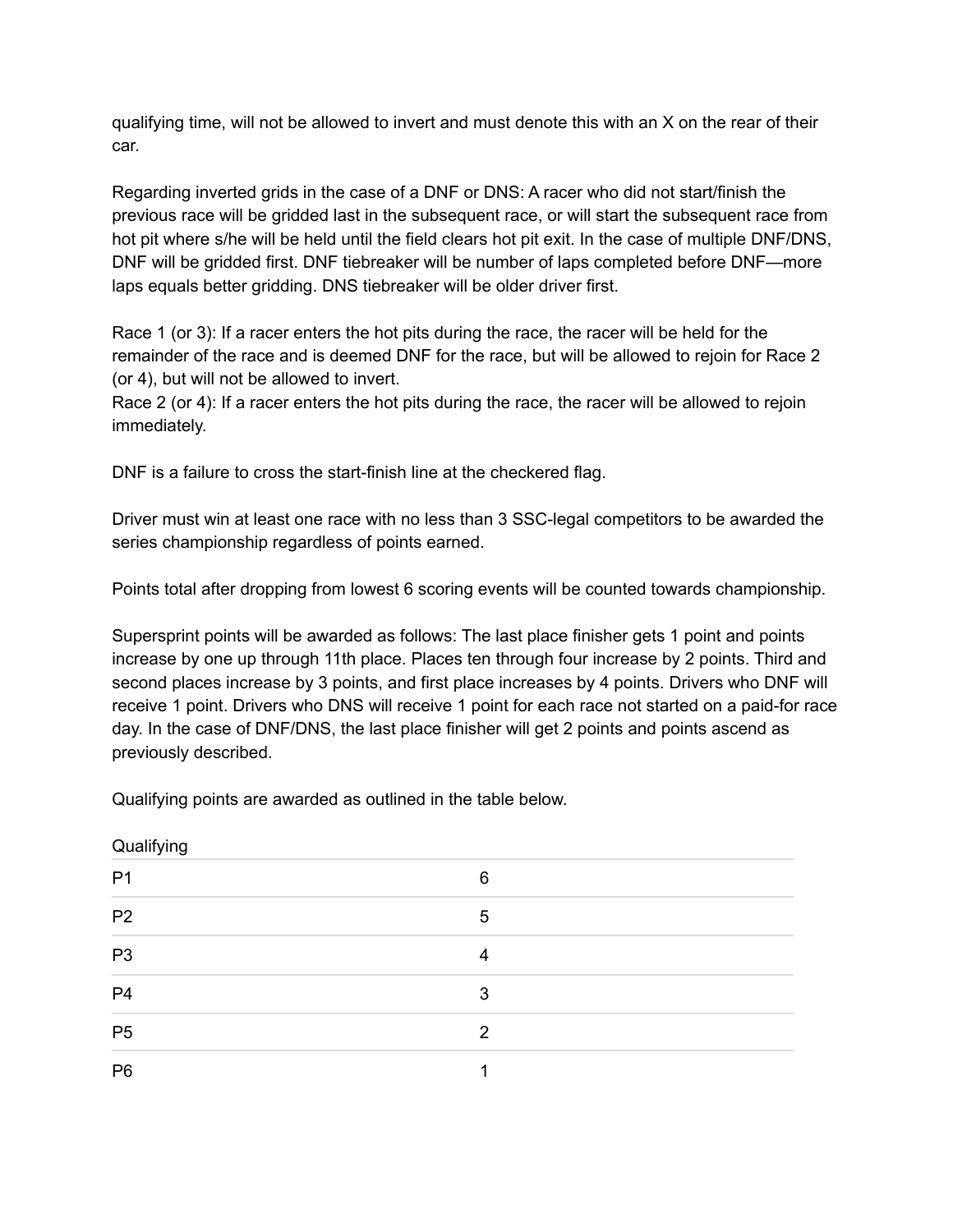qualifying time, will not be allowed to invert and must denote this with an X on the rear of their car.

Regarding inverted grids in the case of a DNF or DNS: A racer who did not start/finish the previous race will be gridded last in the subsequent race, or will start the subsequent race from hot pit where s/he will be held until the field clears hot pit exit. In the case of multiple DNF/DNS, DNF will be gridded first. DNF tiebreaker will be number of laps completed before DNF—more laps equals better gridding. DNS tiebreaker will be older driver first.

Race 1 (or 3): If a racer enters the hot pits during the race, the racer will be held for the remainder of the race and is deemed DNF for the race, but will be allowed to rejoin for Race 2 (or 4), but will not be allowed to invert.
Race 2 (or 4): If a racer enters the hot pits during the race, the racer will be allowed to rejoin immediately.

DNF is a failure to cross the start-finish line at the checkered flag.

Driver must win at least one race with no less than 3 SSC-legal competitors to be awarded the series championship regardless of points earned.

Points total after dropping from lowest 6 scoring events will be counted towards championship.

Supersprint points will be awarded as follows: The last place finisher gets 1 point and points increase by one up through 11th place. Places ten through four increase by 2 points. Third and second places increase by 3 points, and first place increases by 4 points. Drivers who DNF will receive 1 point. Drivers who DNS will receive 1 point for each race not started on a paid-for race day. In the case of DNF/DNS, the last place finisher will get 2 points and points ascend as previously described.

Qualifying points are awarded as outlined in the table below.

| Qualifying | |
|---|---|
| P1 | 6 |
| P2 | 5 |
| P3 | 4 |
| P4 | 3 |
| P5 | 2 |
| P6 | 1 |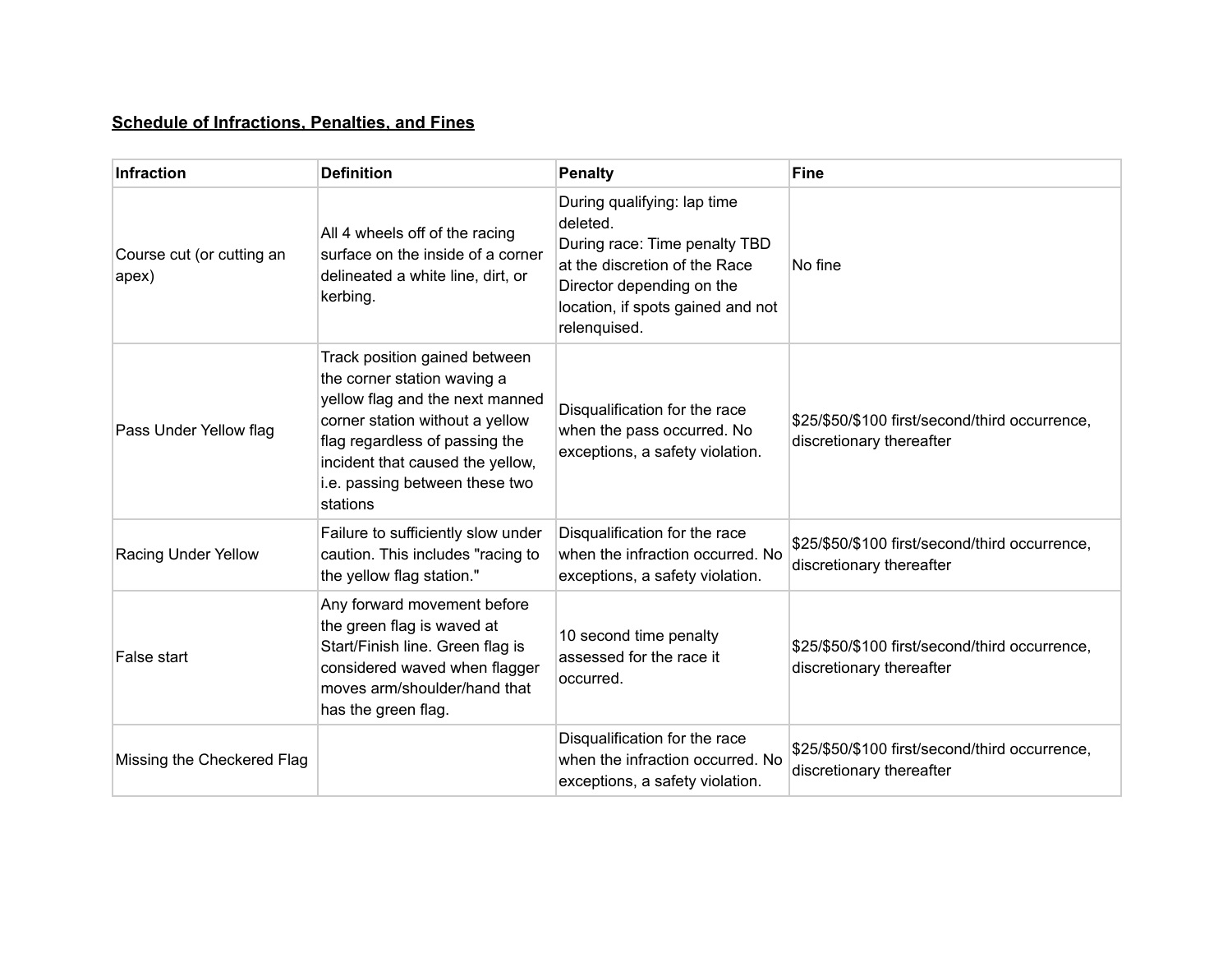**Schedule of Infractions, Penalties, and Fines**

| Infraction | Definition | Penalty | Fine |
|---|---|---|---|
| Course cut (or cutting an apex) | All 4 wheels off of the racing surface on the inside of a corner delineated a white line, dirt, or kerbing. | During qualifying: lap time deleted.<br>During race: Time penalty TBD at the discretion of the Race Director depending on the location, if spots gained and not relenquised. | No fine |
| Pass Under Yellow flag | Track position gained between the corner station waving a yellow flag and the next manned corner station without a yellow flag regardless of passing the incident that caused the yellow, i.e. passing between these two stations | Disqualification for the race when the pass occurred. No exceptions, a safety violation. | $25/$50/$100 first/second/third occurrence, discretionary thereafter |
| Racing Under Yellow | Failure to sufficiently slow under caution. This includes "racing to the yellow flag station." | Disqualification for the race when the infraction occurred. No exceptions, a safety violation. | $25/$50/$100 first/second/third occurrence, discretionary thereafter |
| False start | Any forward movement before the green flag is waved at Start/Finish line. Green flag is considered waved when flagger moves arm/shoulder/hand that has the green flag. | 10 second time penalty assessed for the race it occurred. | $25/$50/$100 first/second/third occurrence, discretionary thereafter |
| Missing the Checkered Flag | | Disqualification for the race when the infraction occurred. No exceptions, a safety violation. | $25/$50/$100 first/second/third occurrence, discretionary thereafter |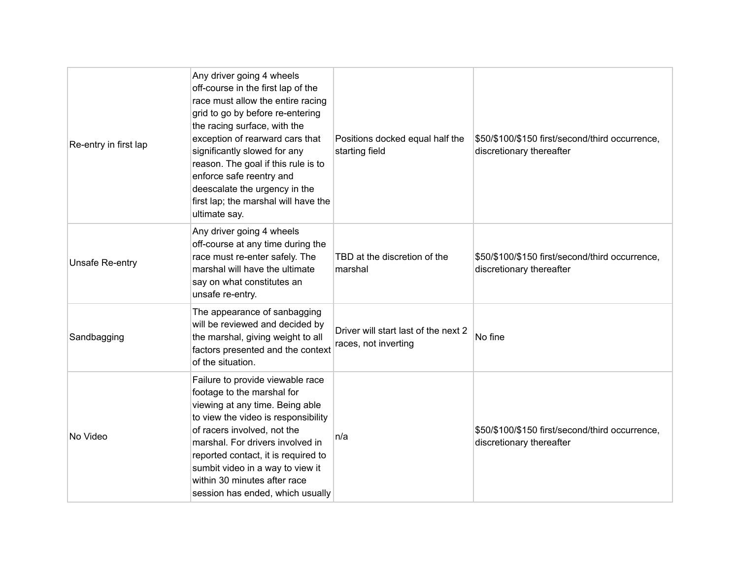| | | | |
|---|---|---|---|
| Re-entry in first lap | Any driver going 4 wheels off-course in the first lap of the race must allow the entire racing grid to go by before re-entering the racing surface, with the exception of rearward cars that significantly slowed for any reason. The goal if this rule is to enforce safe reentry and deescalate the urgency in the first lap; the marshal will have the ultimate say. | Positions docked equal half the starting field | $50/$100/$150 first/second/third occurrence, discretionary thereafter |
| Unsafe Re-entry | Any driver going 4 wheels off-course at any time during the race must re-enter safely. The marshal will have the ultimate say on what constitutes an unsafe re-entry. | TBD at the discretion of the marshal | $50/$100/$150 first/second/third occurrence, discretionary thereafter |
| Sandbagging | The appearance of sanbagging will be reviewed and decided by the marshal, giving weight to all factors presented and the context of the situation. | Driver will start last of the next 2 races, not inverting | No fine |
| No Video | Failure to provide viewable race footage to the marshal for viewing at any time. Being able to view the video is responsibility of racers involved, not the marshal. For drivers involved in reported contact, it is required to sumbit video in a way to view it within 30 minutes after race session has ended, which usually | n/a | $50/$100/$150 first/second/third occurrence, discretionary thereafter |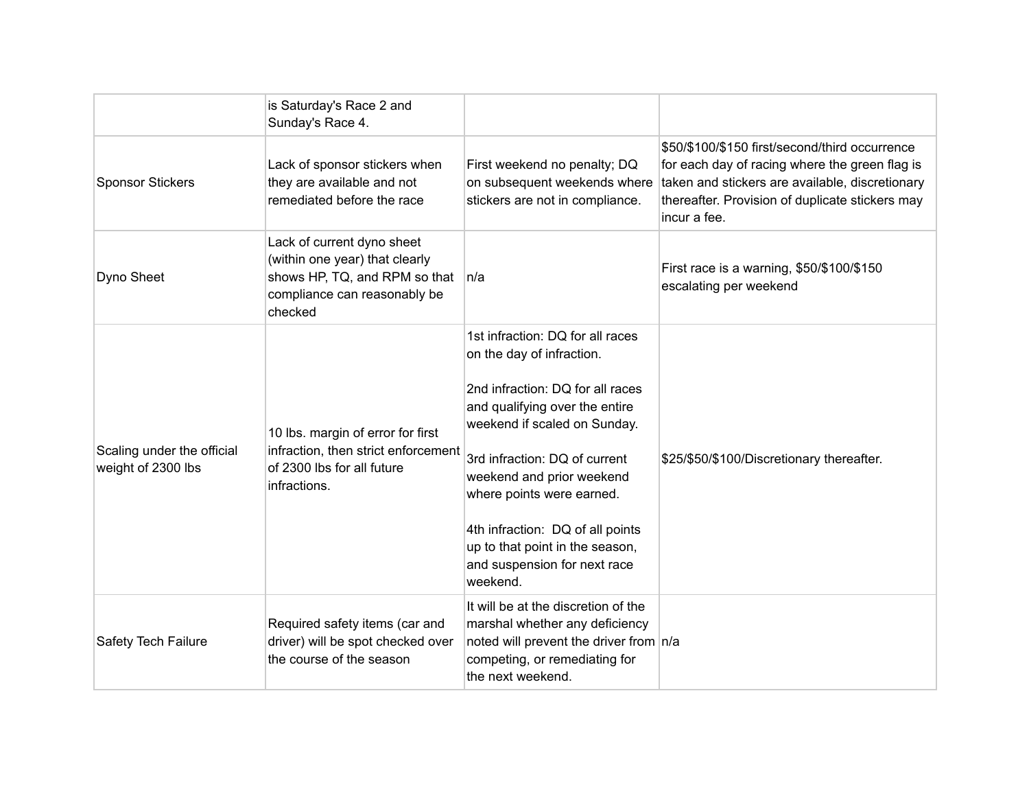| | | | |
|---|---|---|---|
| | is Saturday's Race 2 and Sunday's Race 4. | | |
| Sponsor Stickers | Lack of sponsor stickers when they are available and not remediated before the race | First weekend no penalty; DQ on subsequent weekends where stickers are not in compliance. | $50/$100/$150 first/second/third occurrence for each day of racing where the green flag is taken and stickers are available, discretionary thereafter. Provision of duplicate stickers may incur a fee. |
| Dyno Sheet | Lack of current dyno sheet (within one year) that clearly shows HP, TQ, and RPM so that compliance can reasonably be checked | n/a | First race is a warning, $50/$100/$150 escalating per weekend |
| Scaling under the official weight of 2300 lbs | 10 lbs. margin of error for first infraction, then strict enforcement of 2300 lbs for all future infractions. | 1st infraction: DQ for all races on the day of infraction.<br><br>2nd infraction: DQ for all races and qualifying over the entire weekend if scaled on Sunday.<br><br>3rd infraction: DQ of current weekend and prior weekend where points were earned.<br><br>4th infraction: DQ of all points up to that point in the season, and suspension for next race weekend. | $25/$50/$100/Discretionary thereafter. |
| Safety Tech Failure | Required safety items (car and driver) will be spot checked over the course of the season | It will be at the discretion of the marshal whether any deficiency noted will prevent the driver from competing, or remediating for the next weekend. | n/a |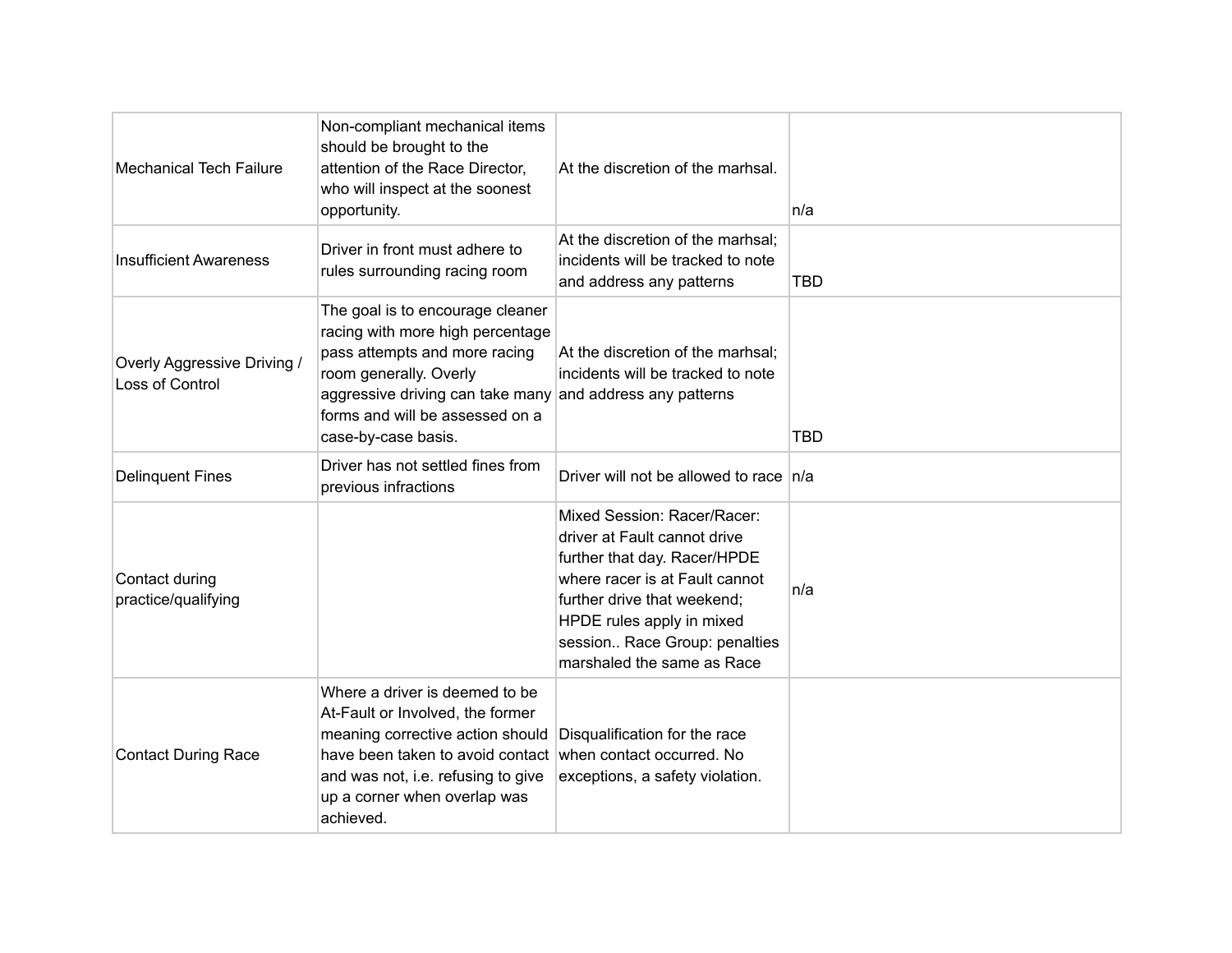| | | | |
|---|---|---|---|
| Mechanical Tech Failure | Non-compliant mechanical items should be brought to the attention of the Race Director, who will inspect at the soonest opportunity. | At the discretion of the marhsal. | n/a |
| Insufficient Awareness | Driver in front must adhere to rules surrounding racing room | At the discretion of the marhsal; incidents will be tracked to note and address any patterns | TBD |
| Overly Aggressive Driving / Loss of Control | The goal is to encourage cleaner racing with more high percentage pass attempts and more racing room generally. Overly aggressive driving can take many forms and will be assessed on a case-by-case basis. | At the discretion of the marhsal; incidents will be tracked to note and address any patterns | TBD |
| Delinquent Fines | Driver has not settled fines from previous infractions | Driver will not be allowed to race | n/a |
| Contact during practice/qualifying | | Mixed Session: Racer/Racer: driver at Fault cannot drive further that day. Racer/HPDE where racer is at Fault cannot further drive that weekend; HPDE rules apply in mixed session.. Race Group: penalties marshaled the same as Race | n/a |
| Contact During Race | Where a driver is deemed to be At-Fault or Involved, the former meaning corrective action should have been taken to avoid contact and was not, i.e. refusing to give up a corner when overlap was achieved. | Disqualification for the race when contact occurred. No exceptions, a safety violation. | |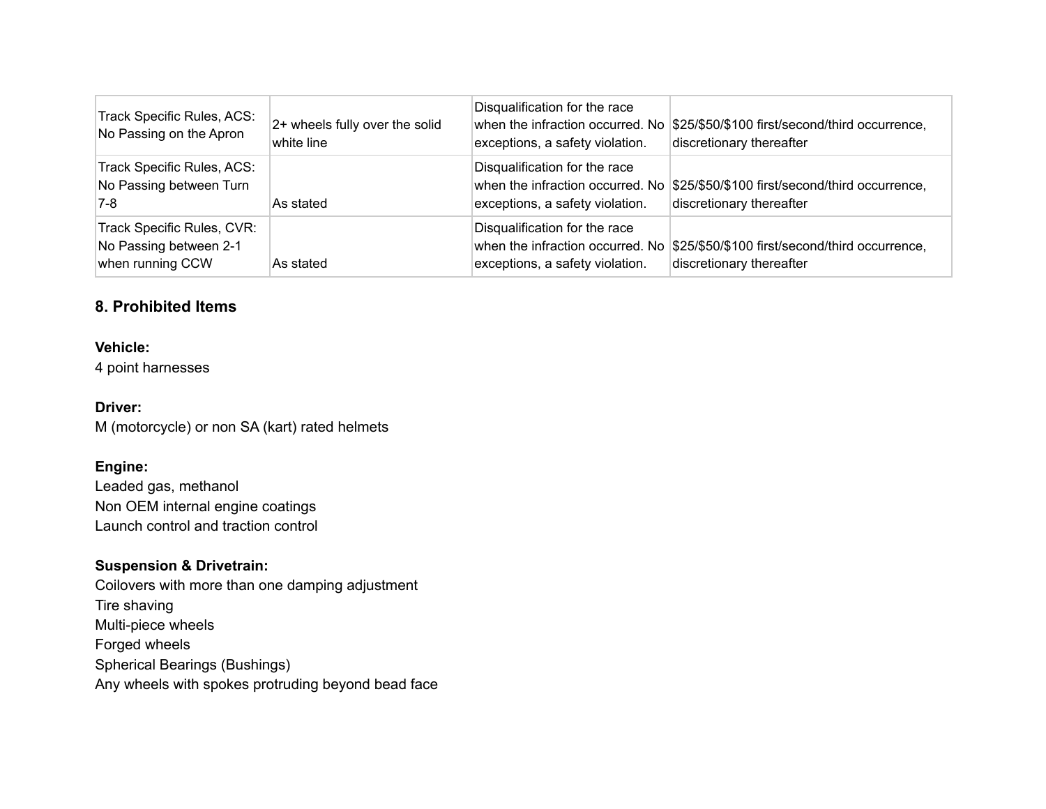| Track Specific Rules, ACS: No Passing on the Apron | 2+ wheels fully over the solid white line | Disqualification for the race when the infraction occurred. No exceptions, a safety violation. | $25/$50/$100 first/second/third occurrence, discretionary thereafter |
|---|---|---|---|
| Track Specific Rules, ACS: No Passing between Turn 7-8 | As stated | Disqualification for the race when the infraction occurred. No exceptions, a safety violation. | $25/$50/$100 first/second/third occurrence, discretionary thereafter |
| Track Specific Rules, CVR: No Passing between 2-1 when running CCW | As stated | Disqualification for the race when the infraction occurred. No exceptions, a safety violation. | $25/$50/$100 first/second/third occurrence, discretionary thereafter |

## 8. Prohibited Items

**Vehicle:**
4 point harnesses

**Driver:**
M (motorcycle) or non SA (kart) rated helmets

**Engine:**
Leaded gas, methanol
Non OEM internal engine coatings
Launch control and traction control

**Suspension & Drivetrain:**
Coilovers with more than one damping adjustment
Tire shaving
Multi-piece wheels
Forged wheels
Spherical Bearings (Bushings)
Any wheels with spokes protruding beyond bead face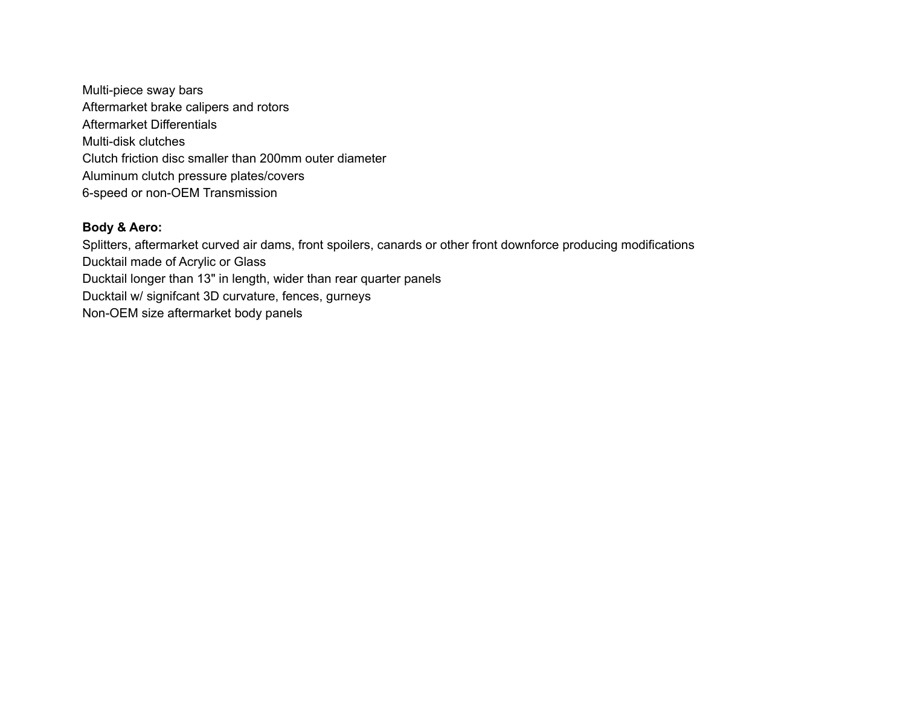Multi-piece sway bars
Aftermarket brake calipers and rotors
Aftermarket Differentials
Multi-disk clutches
Clutch friction disc smaller than 200mm outer diameter
Aluminum clutch pressure plates/covers
6-speed or non-OEM Transmission

**Body & Aero:**
Splitters, aftermarket curved air dams, front spoilers, canards or other front downforce producing modifications
Ducktail made of Acrylic or Glass
Ducktail longer than 13" in length, wider than rear quarter panels
Ducktail w/ signifcant 3D curvature, fences, gurneys
Non-OEM size aftermarket body panels